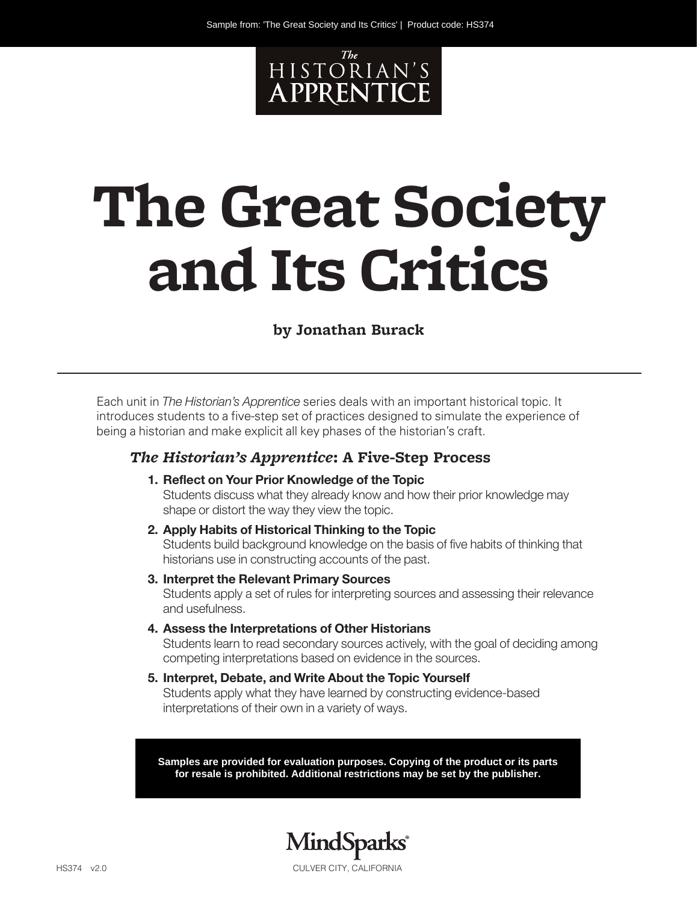Sample from: 'The Great Society and Its Critics' | Product code: HS374

*The* HISTORIAN'S APPRENTICE

# The Great Society and Its Critics

**by Jonathan Burack**

---

Each unit in *The Historian's Apprentice* series deals with an important historical topic. It introduces students to a five-step set of practices designed to simulate the experience of being a historian and make explicit all key phases of the historian's craft.

## *The Historian's Apprentice*: A Five-Step Process

1. **Reflect on Your Prior Knowledge of the Topic**
   Students discuss what they already know and how their prior knowledge may shape or distort the way they view the topic.
2. **Apply Habits of Historical Thinking to the Topic**
   Students build background knowledge on the basis of five habits of thinking that historians use in constructing accounts of the past.
3. **Interpret the Relevant Primary Sources**
   Students apply a set of rules for interpreting sources and assessing their relevance and usefulness.
4. **Assess the Interpretations of Other Historians**
   Students learn to read secondary sources actively, with the goal of deciding among competing interpretations based on evidence in the sources.
5. **Interpret, Debate, and Write About the Topic Yourself**
   Students apply what they have learned by constructing evidence-based interpretations of their own in a variety of ways.

**Samples are provided for evaluation purposes. Copying of the product or its parts for resale is prohibited. Additional restrictions may be set by the publisher.**

MindSparks®

HS374 v2.0

CULVER CITY, CALIFORNIA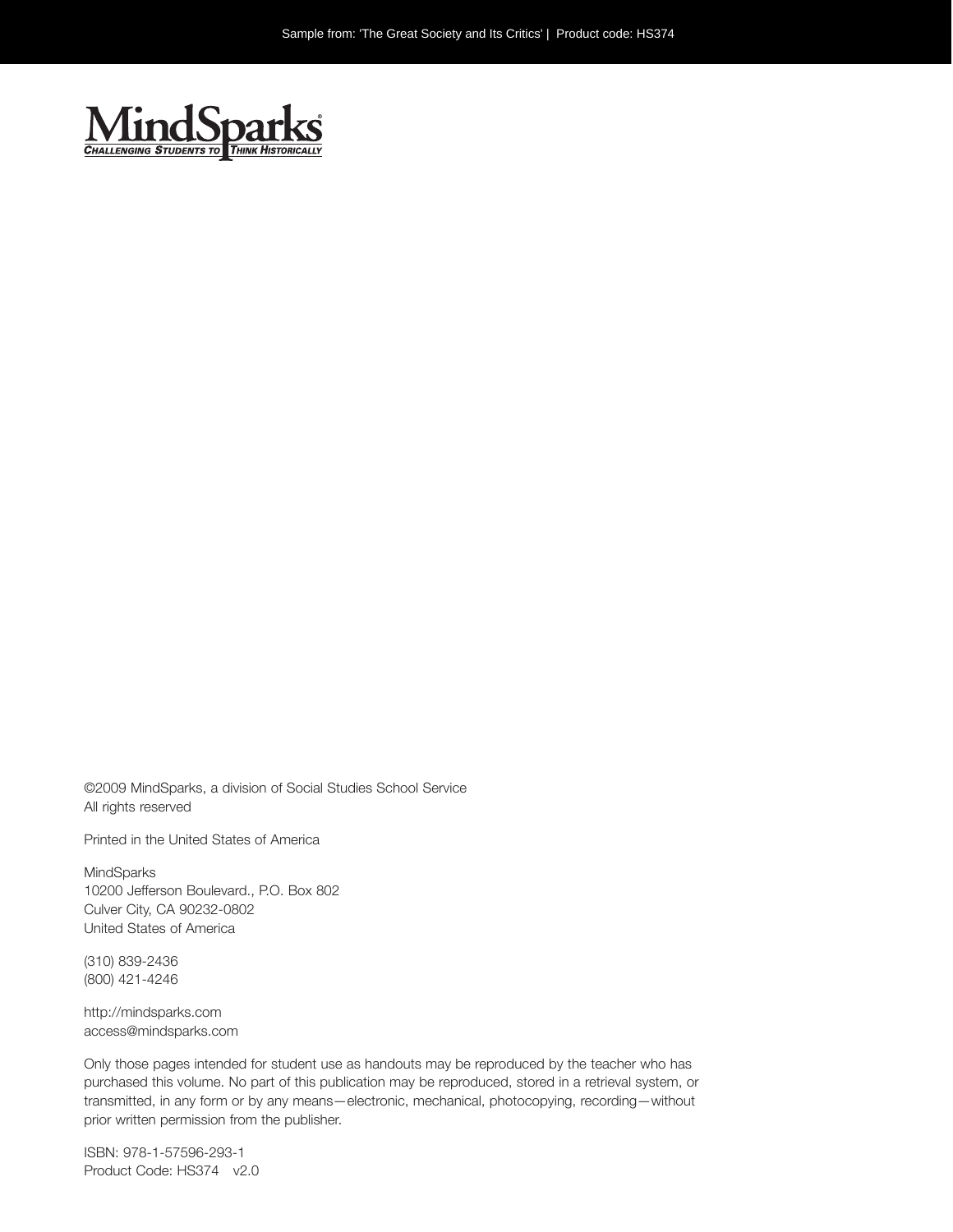MindSparks

CHALLENGING STUDENTS TO THINK HISTORICALLY

©2009 MindSparks, a division of Social Studies School Service
All rights reserved

Printed in the United States of America

MindSparks
10200 Jefferson Boulevard., P.O. Box 802
Culver City, CA 90232-0802
United States of America

(310) 839-2436
(800) 421-4246

http://mindsparks.com
access@mindsparks.com

Only those pages intended for student use as handouts may be reproduced by the teacher who has purchased this volume. No part of this publication may be reproduced, stored in a retrieval system, or transmitted, in any form or by any means—electronic, mechanical, photocopying, recording—without prior written permission from the publisher.

ISBN: 978-1-57596-293-1
Product Code: HS374 v2.0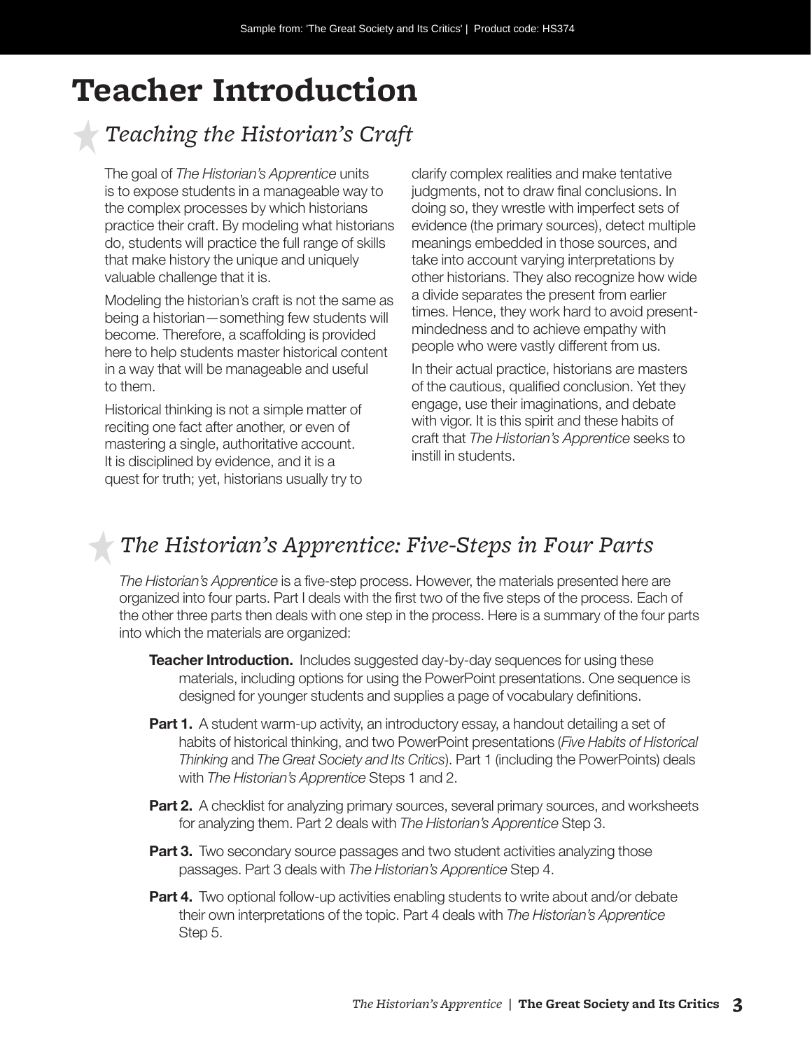# Teacher Introduction

## *Teaching the Historian's Craft*

The goal of *The Historian's Apprentice* units is to expose students in a manageable way to the complex processes by which historians practice their craft. By modeling what historians do, students will practice the full range of skills that make history the unique and uniquely valuable challenge that it is.

Modeling the historian's craft is not the same as being a historian—something few students will become. Therefore, a scaffolding is provided here to help students master historical content in a way that will be manageable and useful to them.

Historical thinking is not a simple matter of reciting one fact after another, or even of mastering a single, authoritative account. It is disciplined by evidence, and it is a quest for truth; yet, historians usually try to clarify complex realities and make tentative judgments, not to draw final conclusions. In doing so, they wrestle with imperfect sets of evidence (the primary sources), detect multiple meanings embedded in those sources, and take into account varying interpretations by other historians. They also recognize how wide a divide separates the present from earlier times. Hence, they work hard to avoid present-mindedness and to achieve empathy with people who were vastly different from us.

In their actual practice, historians are masters of the cautious, qualified conclusion. Yet they engage, use their imaginations, and debate with vigor. It is this spirit and these habits of craft that *The Historian's Apprentice* seeks to instill in students.

## *The Historian's Apprentice: Five-Steps in Four Parts*

*The Historian's Apprentice* is a five-step process. However, the materials presented here are organized into four parts. Part I deals with the first two of the five steps of the process. Each of the other three parts then deals with one step in the process. Here is a summary of the four parts into which the materials are organized:

**Teacher Introduction.** Includes suggested day-by-day sequences for using these materials, including options for using the PowerPoint presentations. One sequence is designed for younger students and supplies a page of vocabulary definitions.

**Part 1.** A student warm-up activity, an introductory essay, a handout detailing a set of habits of historical thinking, and two PowerPoint presentations (*Five Habits of Historical Thinking* and *The Great Society and Its Critics*). Part 1 (including the PowerPoints) deals with *The Historian's Apprentice* Steps 1 and 2.

**Part 2.** A checklist for analyzing primary sources, several primary sources, and worksheets for analyzing them. Part 2 deals with *The Historian's Apprentice* Step 3.

**Part 3.** Two secondary source passages and two student activities analyzing those passages. Part 3 deals with *The Historian's Apprentice* Step 4.

**Part 4.** Two optional follow-up activities enabling students to write about and/or debate their own interpretations of the topic. Part 4 deals with *The Historian's Apprentice* Step 5.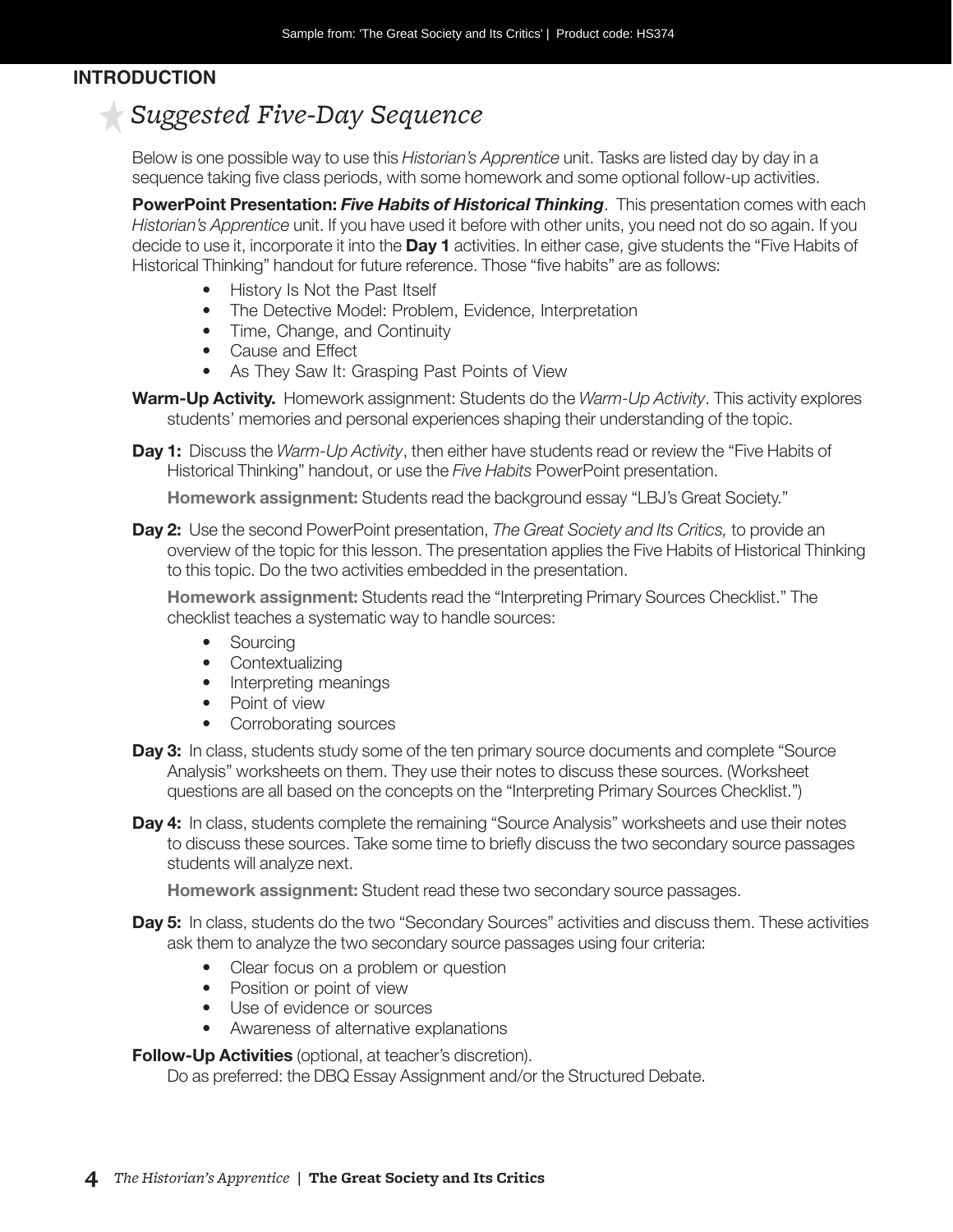## INTRODUCTION

# *Suggested Five-Day Sequence*

Below is one possible way to use this *Historian's Apprentice* unit. Tasks are listed day by day in a sequence taking five class periods, with some homework and some optional follow-up activities.

**PowerPoint Presentation: *Five Habits of Historical Thinking*.** This presentation comes with each *Historian's Apprentice* unit. If you have used it before with other units, you need not do so again. If you decide to use it, incorporate it into the **Day 1** activities. In either case, give students the "Five Habits of Historical Thinking" handout for future reference. Those "five habits" are as follows:

- History Is Not the Past Itself
- The Detective Model: Problem, Evidence, Interpretation
- Time, Change, and Continuity
- Cause and Effect
- As They Saw It: Grasping Past Points of View

**Warm-Up Activity.** Homework assignment: Students do the *Warm-Up Activity*. This activity explores students' memories and personal experiences shaping their understanding of the topic.

**Day 1:** Discuss the *Warm-Up Activity*, then either have students read or review the "Five Habits of Historical Thinking" handout, or use the *Five Habits* PowerPoint presentation.

**Homework assignment:** Students read the background essay "LBJ's Great Society."

**Day 2:** Use the second PowerPoint presentation, *The Great Society and Its Critics,* to provide an overview of the topic for this lesson. The presentation applies the Five Habits of Historical Thinking to this topic. Do the two activities embedded in the presentation.

**Homework assignment:** Students read the "Interpreting Primary Sources Checklist." The checklist teaches a systematic way to handle sources:

- Sourcing
- Contextualizing
- Interpreting meanings
- Point of view
- Corroborating sources

**Day 3:** In class, students study some of the ten primary source documents and complete "Source Analysis" worksheets on them. They use their notes to discuss these sources. (Worksheet questions are all based on the concepts on the "Interpreting Primary Sources Checklist.")

**Day 4:** In class, students complete the remaining "Source Analysis" worksheets and use their notes to discuss these sources. Take some time to briefly discuss the two secondary source passages students will analyze next.

**Homework assignment:** Student read these two secondary source passages.

**Day 5:** In class, students do the two "Secondary Sources" activities and discuss them. These activities ask them to analyze the two secondary source passages using four criteria:

- Clear focus on a problem or question
- Position or point of view
- Use of evidence or sources
- Awareness of alternative explanations

**Follow-Up Activities** (optional, at teacher's discretion).
Do as preferred: the DBQ Essay Assignment and/or the Structured Debate.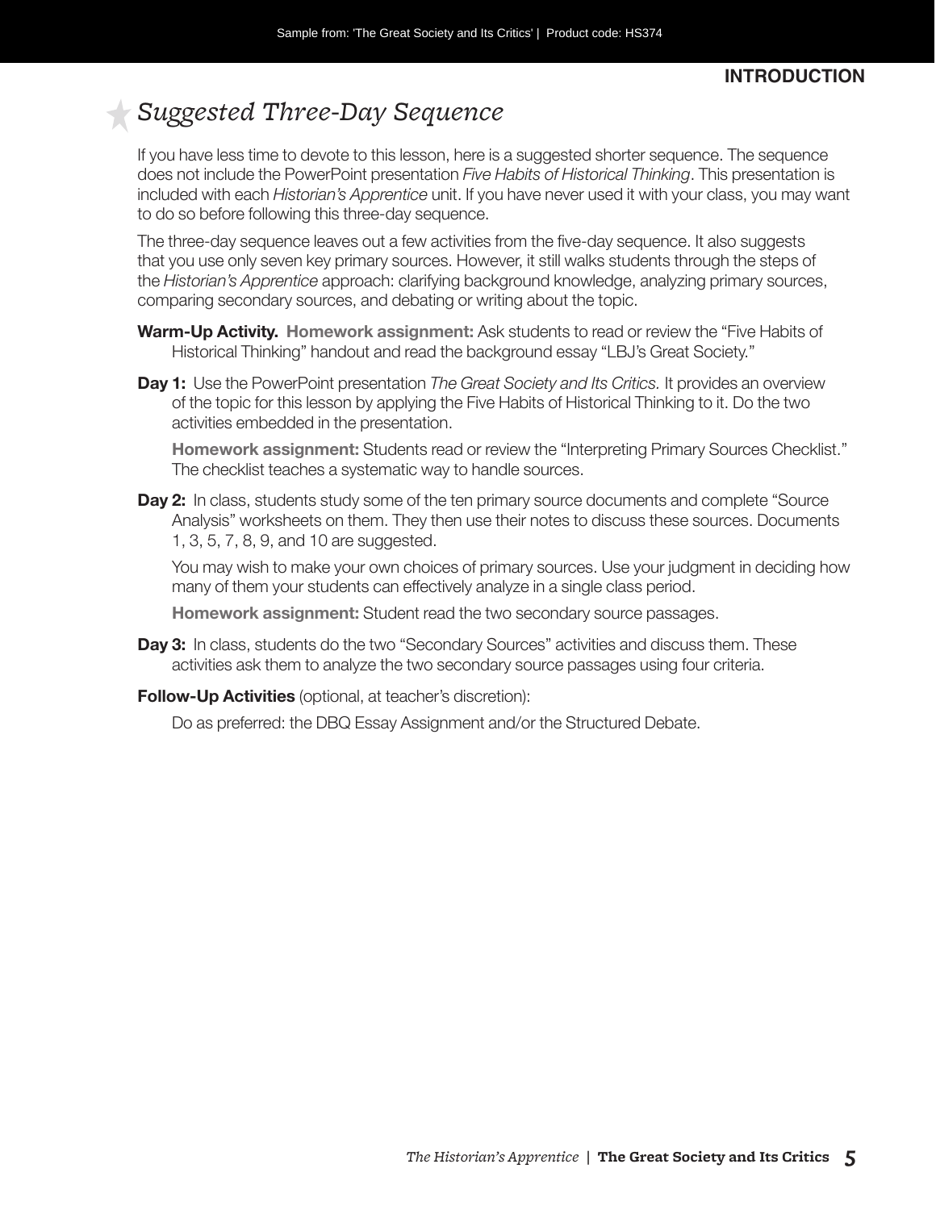## *Suggested Three-Day Sequence*

If you have less time to devote to this lesson, here is a suggested shorter sequence. The sequence does not include the PowerPoint presentation *Five Habits of Historical Thinking*. This presentation is included with each *Historian's Apprentice* unit. If you have never used it with your class, you may want to do so before following this three-day sequence.

The three-day sequence leaves out a few activities from the five-day sequence. It also suggests that you use only seven key primary sources. However, it still walks students through the steps of the *Historian's Apprentice* approach: clarifying background knowledge, analyzing primary sources, comparing secondary sources, and debating or writing about the topic.

**Warm-Up Activity.** **Homework assignment:** Ask students to read or review the "Five Habits of Historical Thinking" handout and read the background essay "LBJ's Great Society."

**Day 1:** Use the PowerPoint presentation *The Great Society and Its Critics.* It provides an overview of the topic for this lesson by applying the Five Habits of Historical Thinking to it. Do the two activities embedded in the presentation.

**Homework assignment:** Students read or review the "Interpreting Primary Sources Checklist." The checklist teaches a systematic way to handle sources.

**Day 2:** In class, students study some of the ten primary source documents and complete "Source Analysis" worksheets on them. They then use their notes to discuss these sources. Documents 1, 3, 5, 7, 8, 9, and 10 are suggested.

You may wish to make your own choices of primary sources. Use your judgment in deciding how many of them your students can effectively analyze in a single class period.

**Homework assignment:** Student read the two secondary source passages.

**Day 3:** In class, students do the two "Secondary Sources" activities and discuss them. These activities ask them to analyze the two secondary source passages using four criteria.

**Follow-Up Activities** (optional, at teacher's discretion):

Do as preferred: the DBQ Essay Assignment and/or the Structured Debate.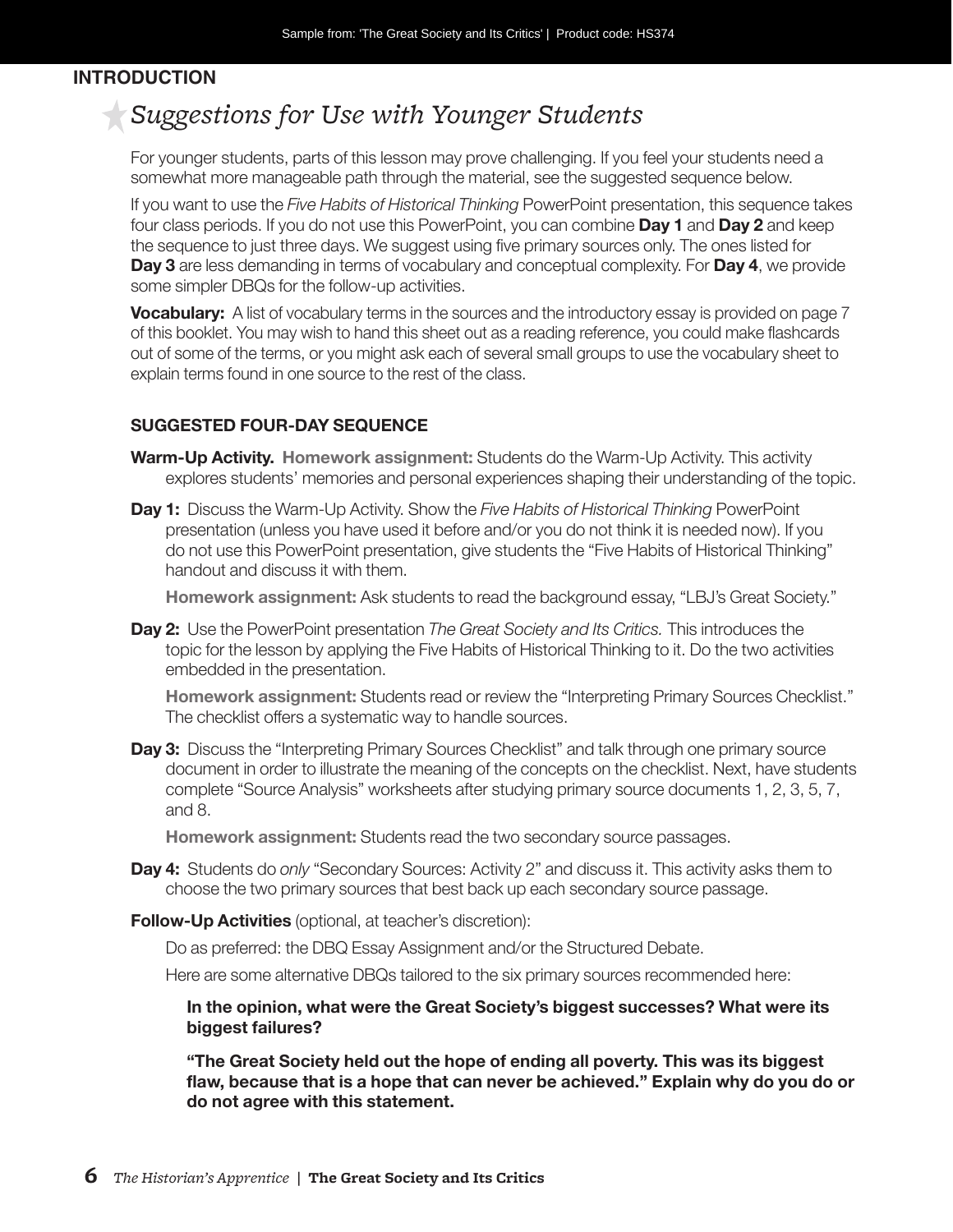**INTRODUCTION**

## *Suggestions for Use with Younger Students*

For younger students, parts of this lesson may prove challenging. If you feel your students need a somewhat more manageable path through the material, see the suggested sequence below.

If you want to use the *Five Habits of Historical Thinking* PowerPoint presentation, this sequence takes four class periods. If you do not use this PowerPoint, you can combine **Day 1** and **Day 2** and keep the sequence to just three days. We suggest using five primary sources only. The ones listed for **Day 3** are less demanding in terms of vocabulary and conceptual complexity. For **Day 4**, we provide some simpler DBQs for the follow-up activities.

**Vocabulary:** A list of vocabulary terms in the sources and the introductory essay is provided on page 7 of this booklet. You may wish to hand this sheet out as a reading reference, you could make flashcards out of some of the terms, or you might ask each of several small groups to use the vocabulary sheet to explain terms found in one source to the rest of the class.

### SUGGESTED FOUR-DAY SEQUENCE

**Warm-Up Activity.** **Homework assignment:** Students do the Warm-Up Activity. This activity explores students' memories and personal experiences shaping their understanding of the topic.

**Day 1:** Discuss the Warm-Up Activity. Show the *Five Habits of Historical Thinking* PowerPoint presentation (unless you have used it before and/or you do not think it is needed now). If you do not use this PowerPoint presentation, give students the "Five Habits of Historical Thinking" handout and discuss it with them.

**Homework assignment:** Ask students to read the background essay, "LBJ's Great Society."

**Day 2:** Use the PowerPoint presentation *The Great Society and Its Critics.* This introduces the topic for the lesson by applying the Five Habits of Historical Thinking to it. Do the two activities embedded in the presentation.

**Homework assignment:** Students read or review the "Interpreting Primary Sources Checklist." The checklist offers a systematic way to handle sources.

**Day 3:** Discuss the "Interpreting Primary Sources Checklist" and talk through one primary source document in order to illustrate the meaning of the concepts on the checklist. Next, have students complete "Source Analysis" worksheets after studying primary source documents 1, 2, 3, 5, 7, and 8.

**Homework assignment:** Students read the two secondary source passages.

**Day 4:** Students do *only* "Secondary Sources: Activity 2" and discuss it. This activity asks them to choose the two primary sources that best back up each secondary source passage.

**Follow-Up Activities** (optional, at teacher's discretion):

Do as preferred: the DBQ Essay Assignment and/or the Structured Debate.

Here are some alternative DBQs tailored to the six primary sources recommended here:

**In the opinion, what were the Great Society's biggest successes? What were its biggest failures?**

**"The Great Society held out the hope of ending all poverty. This was its biggest flaw, because that is a hope that can never be achieved." Explain why do you do or do not agree with this statement.**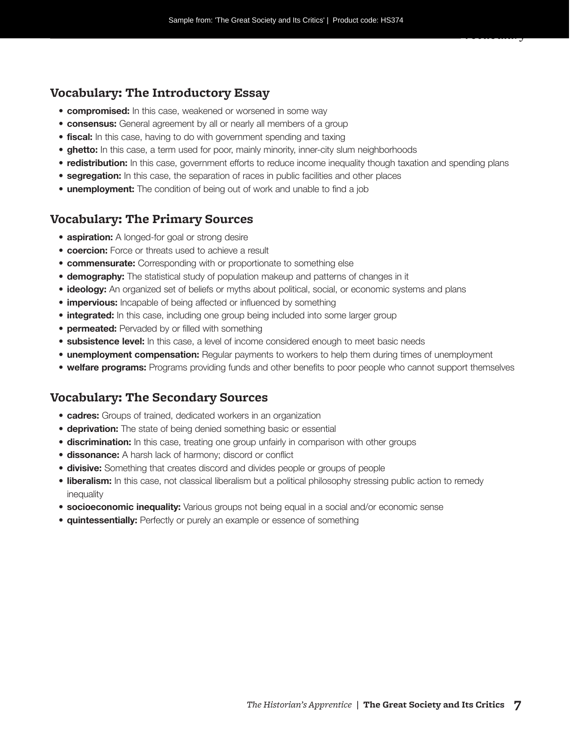## Vocabulary: The Introductory Essay

- **compromised:** In this case, weakened or worsened in some way
- **consensus:** General agreement by all or nearly all members of a group
- **fiscal:** In this case, having to do with government spending and taxing
- **ghetto:** In this case, a term used for poor, mainly minority, inner-city slum neighborhoods
- **redistribution:** In this case, government efforts to reduce income inequality though taxation and spending plans
- **segregation:** In this case, the separation of races in public facilities and other places
- **unemployment:** The condition of being out of work and unable to find a job

## Vocabulary: The Primary Sources

- **aspiration:** A longed-for goal or strong desire
- **coercion:** Force or threats used to achieve a result
- **commensurate:** Corresponding with or proportionate to something else
- **demography:** The statistical study of population makeup and patterns of changes in it
- **ideology:** An organized set of beliefs or myths about political, social, or economic systems and plans
- **impervious:** Incapable of being affected or influenced by something
- **integrated:** In this case, including one group being included into some larger group
- **permeated:** Pervaded by or filled with something
- **subsistence level:** In this case, a level of income considered enough to meet basic needs
- **unemployment compensation:** Regular payments to workers to help them during times of unemployment
- **welfare programs:** Programs providing funds and other benefits to poor people who cannot support themselves

## Vocabulary: The Secondary Sources

- **cadres:** Groups of trained, dedicated workers in an organization
- **deprivation:** The state of being denied something basic or essential
- **discrimination:** In this case, treating one group unfairly in comparison with other groups
- **dissonance:** A harsh lack of harmony; discord or conflict
- **divisive:** Something that creates discord and divides people or groups of people
- **liberalism:** In this case, not classical liberalism but a political philosophy stressing public action to remedy inequality
- **socioeconomic inequality:** Various groups not being equal in a social and/or economic sense
- **quintessentially:** Perfectly or purely an example or essence of something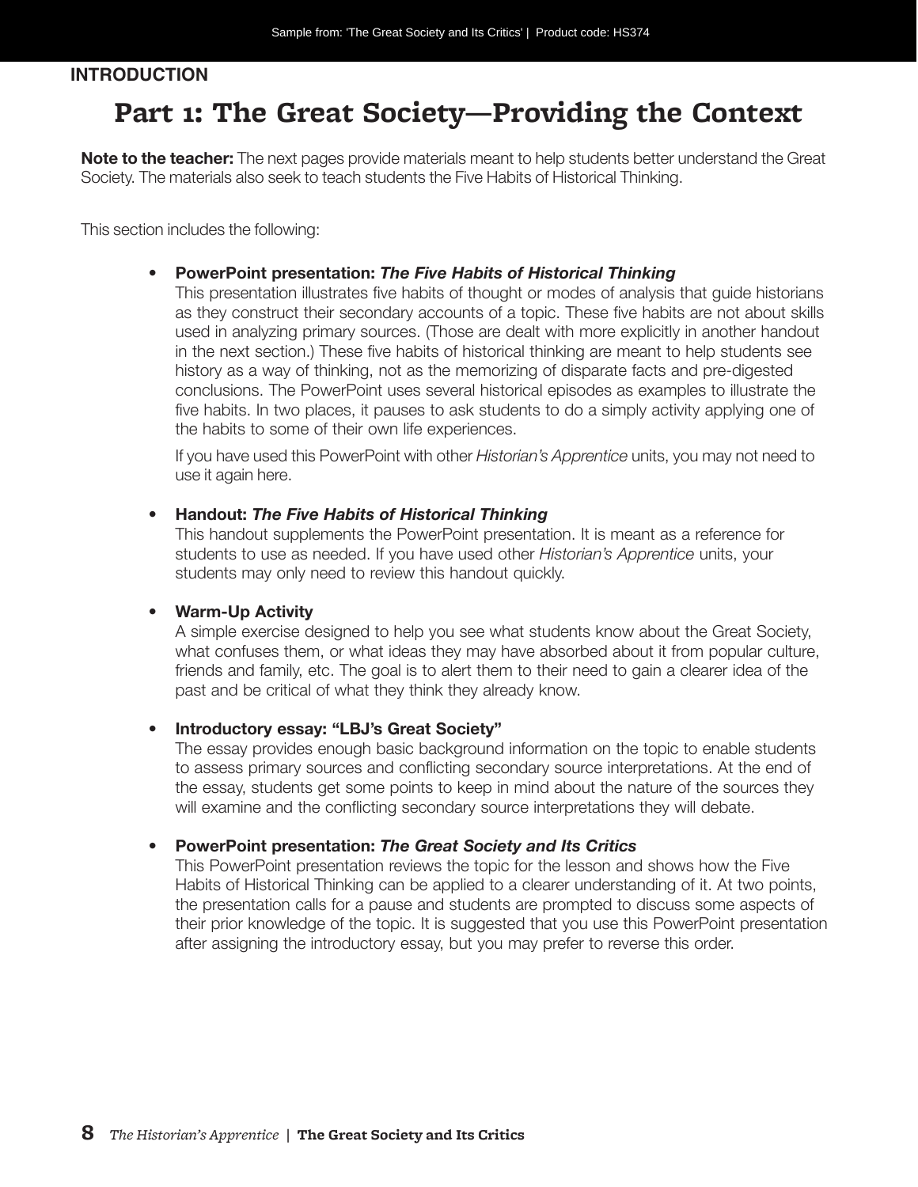**INTRODUCTION**

# Part 1: The Great Society—Providing the Context

**Note to the teacher:** The next pages provide materials meant to help students better understand the Great Society. The materials also seek to teach students the Five Habits of Historical Thinking.

This section includes the following:

- **PowerPoint presentation: *The Five Habits of Historical Thinking***
  This presentation illustrates five habits of thought or modes of analysis that guide historians as they construct their secondary accounts of a topic. These five habits are not about skills used in analyzing primary sources. (Those are dealt with more explicitly in another handout in the next section.) These five habits of historical thinking are meant to help students see history as a way of thinking, not as the memorizing of disparate facts and pre-digested conclusions. The PowerPoint uses several historical episodes as examples to illustrate the five habits. In two places, it pauses to ask students to do a simply activity applying one of the habits to some of their own life experiences.

  If you have used this PowerPoint with other *Historian's Apprentice* units, you may not need to use it again here.

- **Handout: *The Five Habits of Historical Thinking***
  This handout supplements the PowerPoint presentation. It is meant as a reference for students to use as needed. If you have used other *Historian's Apprentice* units, your students may only need to review this handout quickly.

- **Warm-Up Activity**
  A simple exercise designed to help you see what students know about the Great Society, what confuses them, or what ideas they may have absorbed about it from popular culture, friends and family, etc. The goal is to alert them to their need to gain a clearer idea of the past and be critical of what they think they already know.

- **Introductory essay: "LBJ's Great Society"**
  The essay provides enough basic background information on the topic to enable students to assess primary sources and conflicting secondary source interpretations. At the end of the essay, students get some points to keep in mind about the nature of the sources they will examine and the conflicting secondary source interpretations they will debate.

- **PowerPoint presentation: *The Great Society and Its Critics***
  This PowerPoint presentation reviews the topic for the lesson and shows how the Five Habits of Historical Thinking can be applied to a clearer understanding of it. At two points, the presentation calls for a pause and students are prompted to discuss some aspects of their prior knowledge of the topic. It is suggested that you use this PowerPoint presentation after assigning the introductory essay, but you may prefer to reverse this order.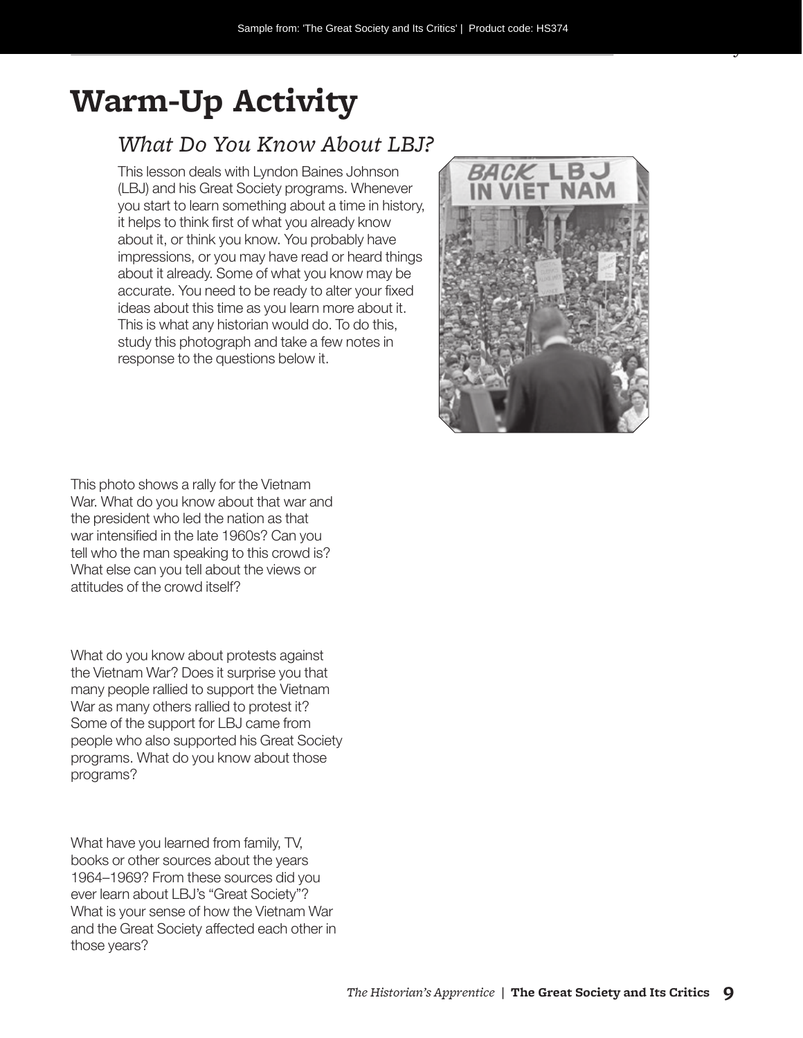# Warm-Up Activity

## *What Do You Know About LBJ?*

This lesson deals with Lyndon Baines Johnson (LBJ) and his Great Society programs. Whenever you start to learn something about a time in history, it helps to think first of what you already know about it, or think you know. You probably have impressions, or you may have read or heard things about it already. Some of what you know may be accurate. You need to be ready to alter your fixed ideas about this time as you learn more about it. This is what any historian would do. To do this, study this photograph and take a few notes in response to the questions below it.

This photo shows a rally for the Vietnam War. What do you know about that war and the president who led the nation as that war intensified in the late 1960s? Can you tell who the man speaking to this crowd is? What else can you tell about the views or attitudes of the crowd itself?

What do you know about protests against the Vietnam War? Does it surprise you that many people rallied to support the Vietnam War as many others rallied to protest it? Some of the support for LBJ came from people who also supported his Great Society programs. What do you know about those programs?

What have you learned from family, TV, books or other sources about the years 1964–1969? From these sources did you ever learn about LBJ's "Great Society"? What is your sense of how the Vietnam War and the Great Society affected each other in those years?